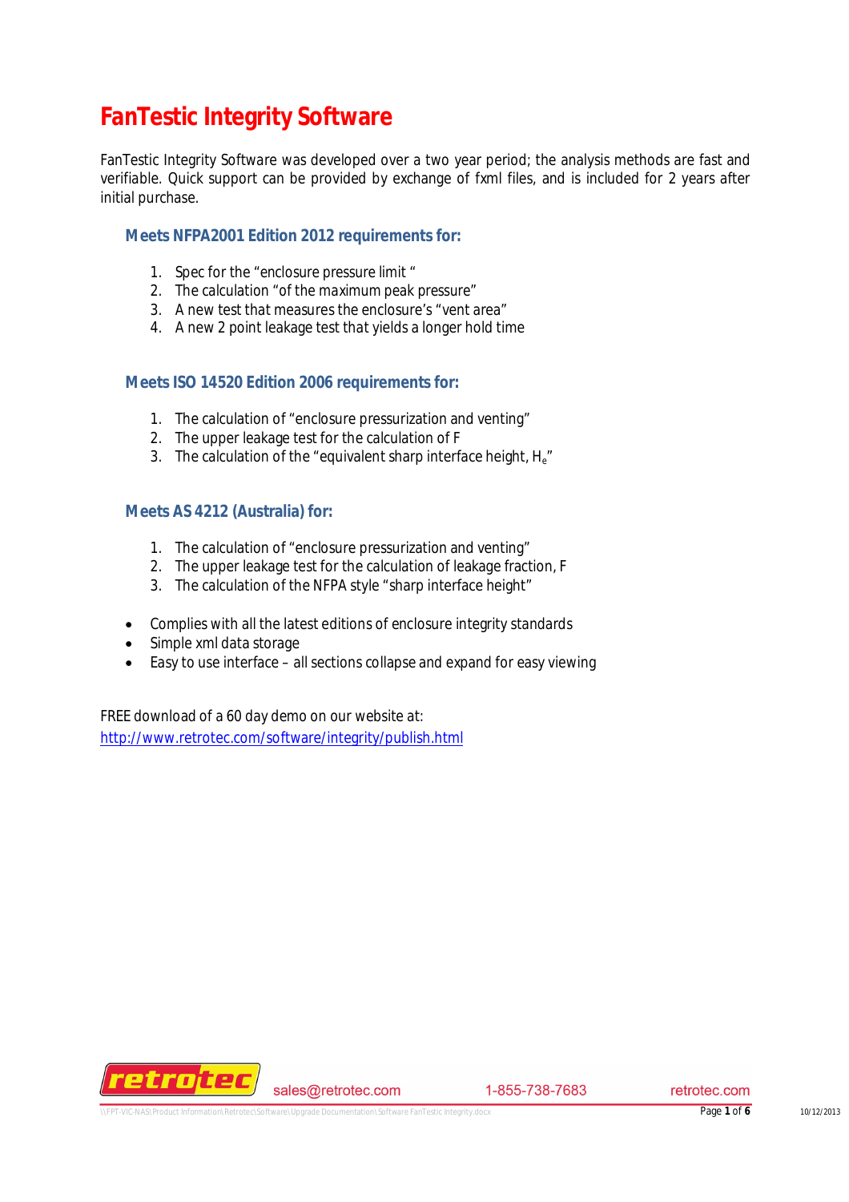# FanTestic Integrity Software

FanTestic Integrity Software was developed over a two year period; the analysis methods are fast and verifiable. Quick support can be provided by exchange of fxml files, and is included for 2 years after initial purchase.

### Meets NFPA2001 Edition 2012 requirements for:

1. Spec for the "enclosure pressure limit "
2. The calculation "of the maximum peak pressure"
3. A new test that measures the enclosure's "vent area"
4. A new 2 point leakage test that yields a longer hold time

### Meets ISO 14520 Edition 2006 requirements for:

1. The calculation of "enclosure pressurization and venting"
2. The upper leakage test for the calculation of F
3. The calculation of the "equivalent sharp interface height, $H_e$"

### Meets AS 4212 (Australia) for:

1. The calculation of "enclosure pressurization and venting"
2. The upper leakage test for the calculation of leakage fraction, F
3. The calculation of the NFPA style "sharp interface height"

- Complies with all the latest editions of enclosure integrity standards
- Simple xml data storage
- Easy to use interface – all sections collapse and expand for easy viewing

FREE download of a 60 day demo on our website at:
http://www.retrotec.com/software/integrity/publish.html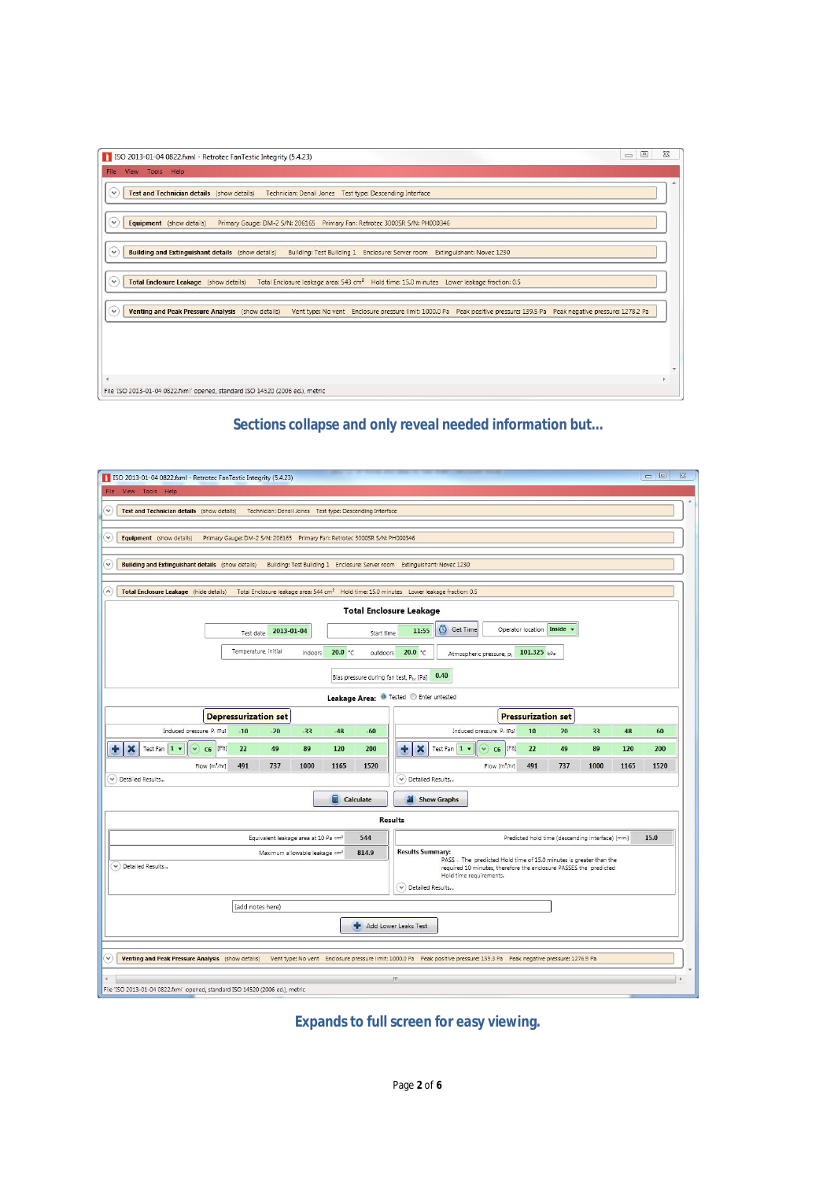ISO 2013-01-04 0822.fxml - Retrotec FanTestic Integrity (5.4.23)

File View Tools Help

Test and Technician details (show details) Technician: Denali Jones Test type: Descending Interface

Equipment (show details) Primary Gauge: DM-2 S/N: 206165 Primary Fan: Retrotec 3000SR S/N: PH000346

Building and Extinguishant details (show details) Building: Test Building 1 Enclosure: Server room Extinguishant: Novec 1230

Total Enclosure Leakage (show details) Total Enclosure leakage area: 543 cm² Hold time: 15.0 minutes Lower leakage fraction: 0.5

Venting and Peak Pressure Analysis (show details) Vent type: No vent Enclosure pressure limit: 1000.0 Pa Peak positive pressure: 139.5 Pa Peak negative pressure: 1278.2 Pa

File 'ISO 2013-01-04 0822.fxml' opened, standard ISO 14520 (2006 ed.), metric

**Sections collapse and only reveal needed information but...**

ISO 2013-01-04 0822.fxml - Retrotec FanTestic Integrity (5.4.23)

File View Tools Help

Test and Technician details (show details) Technician: Denali Jones Test type: Descending Interface

Equipment (show details) Primary Gauge: DM-2 S/N: 206165 Primary Fan: Retrotec 3000SR S/N: PH000346

Building and Extinguishant details (show details) Building: Test Building 1 Enclosure: Server room Extinguishant: Novec 1230

Total Enclosure Leakage (hide details) Total Enclosure leakage area: 544 cm² Hold time: 15.0 minutes Lower leakage fraction: 0.5

Total Enclosure Leakage

Test date 2013-01-04 Start time 11:55 Get Time Operator location Inside

Temperature, initial indoors 20.0 °C outdoors 20.0 °C Atmospheric pressure 101.325 kPa

Bias pressure during fan test [Pa] 0.40

Leakage Area: Tested Enter untested

Depressurization set

| Induced pressure [Pa] | -10 | -20 | -33 | -48 | -60 |
|---|---|---|---|---|---|
| Test Fan 1, C6 [Pa] | 22 | 49 | 89 | 120 | 200 |
| Flow [m³/hr] | 491 | 737 | 1000 | 1165 | 1520 |

Detailed Results...

Pressurization set

| Induced pressure [Pa] | 10 | 20 | 33 | 48 | 60 |
|---|---|---|---|---|---|
| Test Fan 1, C6 [Pa] | 22 | 49 | 89 | 120 | 200 |
| Flow [m³/hr] | 491 | 737 | 1000 | 1165 | 1520 |

Detailed Results...

Calculate Show Graphs

Results

Equivalent leakage area at 10 Pa cm² 544

Maximum allowable leakage cm² 814.9

Detailed Results...

Predicted hold time (descending interface) [min] 15.0

Results Summary:
PASS - The predicted Hold time of 15.0 minutes is greater than the required 10 minutes, therefore the enclosure PASSES the predicted Hold time requirements.

Detailed Results...

(add notes here)

Add Lower Leaks Test

Venting and Peak Pressure Analysis (show details) Vent type: No vent Enclosure pressure limit: 1000.0 Pa Peak positive pressure: 139.5 Pa Peak negative pressure: 1276.9 Pa

File 'ISO 2013-01-04 0822.fxml' opened, standard ISO 14520 (2006 ed.), metric

**Expands to full screen for easy viewing.**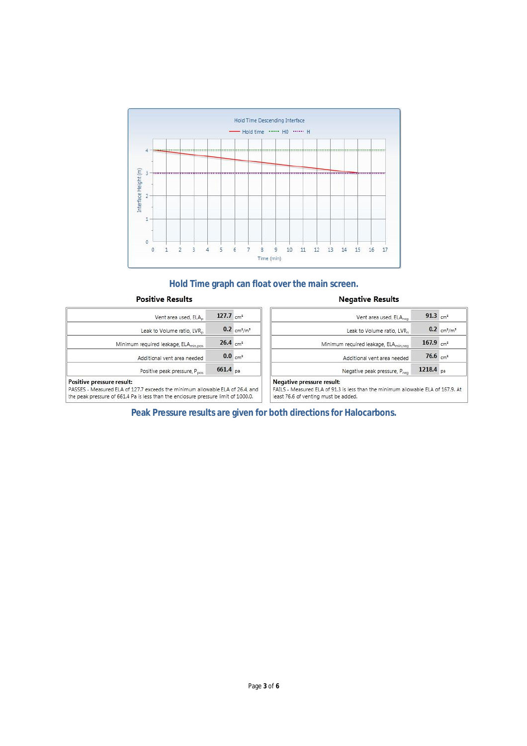Hold Time Descending Interface

Hold time ······ H0 ······ H

Interface Height (m)

4
3
2
1
0

0 1 2 3 4 5 6 7 8 9 10 11 12 13 14 15 16 17

Time (min)

**Hold Time graph can float over the main screen.**

## Positive Results

| | | |
|---|---|---|
| Vent area used, $ELA_p$ | 127.7 | cm² |
| Leak to Volume ratio, $LVR_p$ | 0.2 | cm²/m³ |
| Minimum required leakage, $ELA_{min,pos}$ | 26.4 | cm² |
| Additional vent area needed | 0.0 | cm² |
| Positive peak pressure, $P_{pos}$ | 661.4 | pa |

**Positive pressure result:**
PASSES - Measured ELA of 127.7 exceeds the minimum allowable ELA of 26.4, and the peak pressure of 661.4 Pa is less than the enclosure pressure limit of 1000.0.

## Negative Results

| | | |
|---|---|---|
| Vent area used, $ELA_{neg}$ | 91.3 | cm² |
| Leak to Volume ratio, $LVR_n$ | 0.2 | cm²/m³ |
| Minimum required leakage, $ELA_{min,neg}$ | 167.9 | cm² |
| Additional vent area needed | 76.6 | cm² |
| Negative peak pressure, $P_{neg}$ | 1218.4 | pa |

**Negative pressure result:**
FAILS - Measured ELA of 91.3 is less than the minimum allowable ELA of 167.9. At least 76.6 of venting must be added.

**Peak Pressure results are given for both directions for Halocarbons.**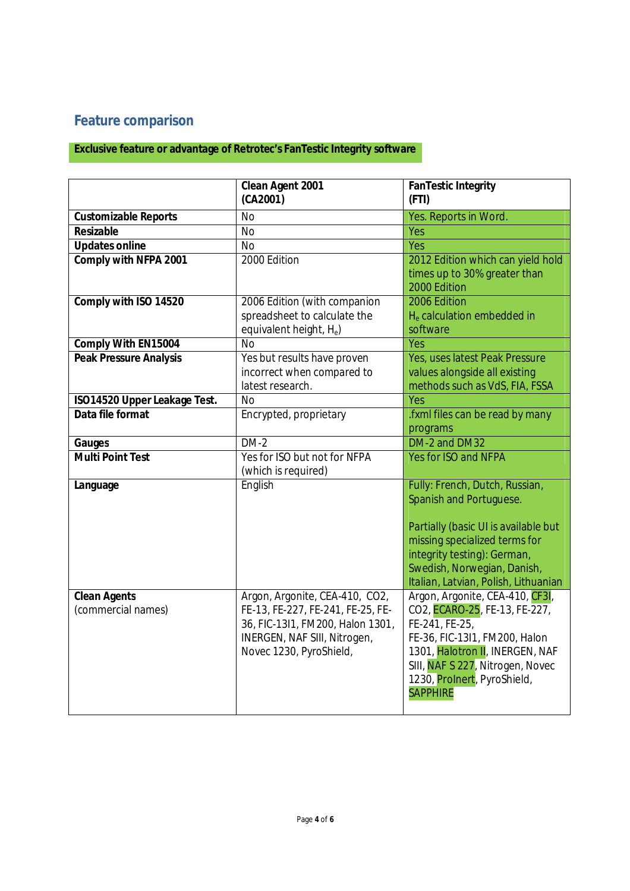## Feature comparison

**Exclusive feature or advantage of Retrotec's FanTestic Integrity software**

| | **Clean Agent 2001 (CA2001)** | **FanTestic Integrity (FTI)** |
|---|---|---|
| **Customizable Reports** | No | Yes. Reports in Word. |
| **Resizable** | No | Yes |
| **Updates online** | No | Yes |
| **Comply with NFPA 2001** | 2000 Edition | 2012 Edition which can yield hold times up to 30% greater than 2000 Edition |
| **Comply with ISO 14520** | 2006 Edition (with companion spreadsheet to calculate the equivalent height, $H_e$) | 2006 Edition<br>$H_e$ calculation embedded in software |
| **Comply With EN15004** | No | Yes |
| **Peak Pressure Analysis** | Yes but results have proven incorrect when compared to latest research. | Yes, uses latest Peak Pressure values alongside all existing methods such as VdS, FIA, FSSA |
| **ISO14520 Upper Leakage Test.** | No | Yes |
| **Data file format** | Encrypted, proprietary | .fxml files can be read by many programs |
| **Gauges** | DM-2 | DM-2 and DM32 |
| **Multi Point Test** | Yes for ISO but not for NFPA (which is required) | Yes for ISO and NFPA |
| **Language** | English | Fully: French, Dutch, Russian, Spanish and Portuguese.<br><br>Partially (basic UI is available but missing specialized terms for integrity testing): German, Swedish, Norwegian, Danish, Italian, Latvian, Polish, Lithuanian |
| **Clean Agents** (commercial names) | Argon, Argonite, CEA-410, CO2, FE-13, FE-227, FE-241, FE-25, FE-36, FIC-13I1, FM200, Halon 1301, INERGEN, NAF SIII, Nitrogen, Novec 1230, PyroShield, | Argon, Argonite, CEA-410, CF3I, CO2, ECARO-25, FE-13, FE-227, FE-241, FE-25, FE-36, FIC-13I1, FM200, Halon 1301, Halotron II, INERGEN, NAF SIII, NAF S 227, Nitrogen, Novec 1230, ProInert, PyroShield, SAPPHIRE |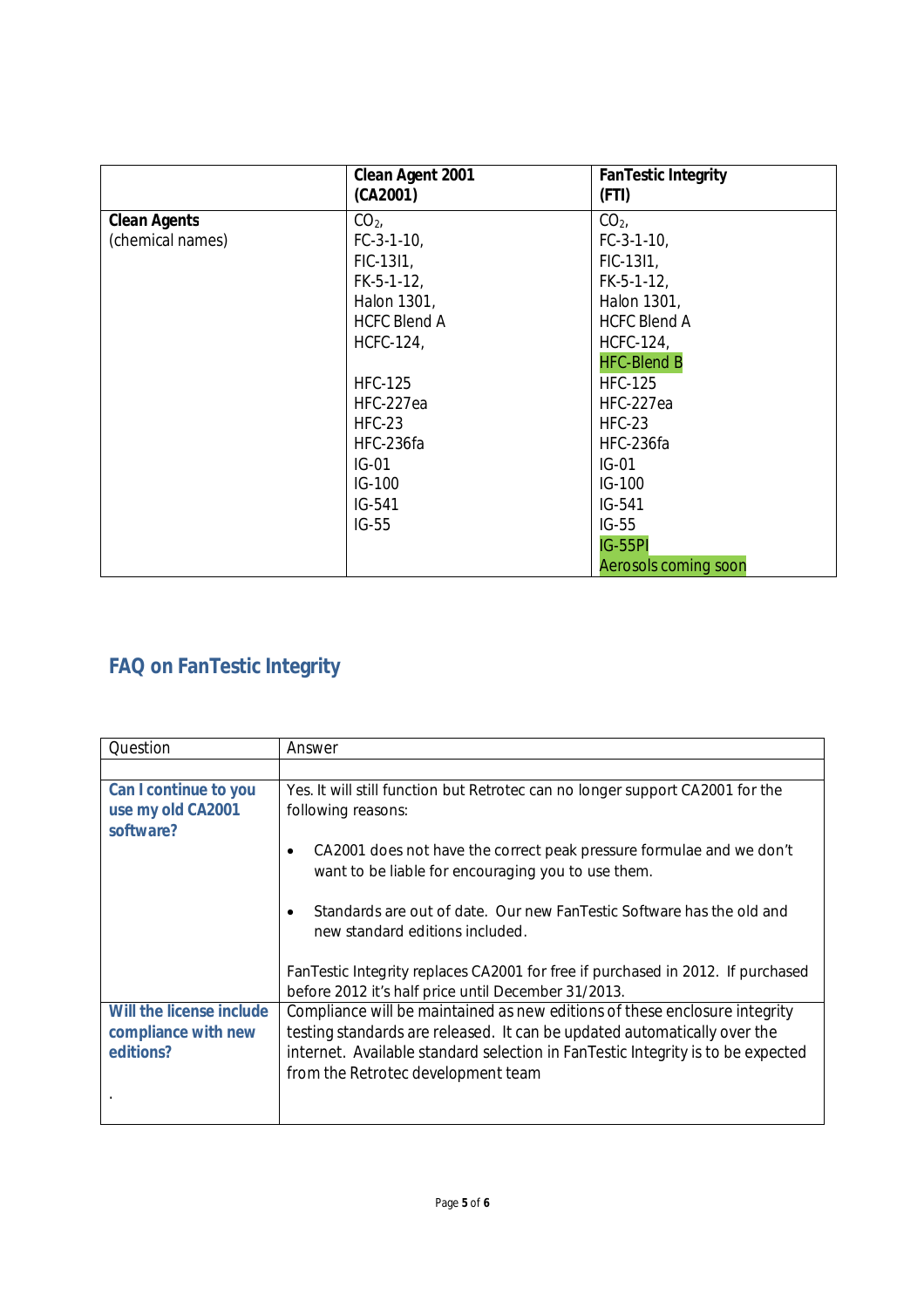| | Clean Agent 2001 (CA2001) | FanTestic Integrity (FTI) |
|---|---|---|
| **Clean Agents** (chemical names) | $CO_2$,<br>FC-3-1-10,<br>FIC-13I1,<br>FK-5-1-12,<br>Halon 1301,<br>HCFC Blend A<br>HCFC-124,<br><br>HFC-125<br>HFC-227ea<br>HFC-23<br>HFC-236fa<br>IG-01<br>IG-100<br>IG-541<br>IG-55 | $CO_2$,<br>FC-3-1-10,<br>FIC-13I1,<br>FK-5-1-12,<br>Halon 1301,<br>HCFC Blend A<br>HCFC-124,<br>HFC-Blend B<br>HFC-125<br>HFC-227ea<br>HFC-23<br>HFC-236fa<br>IG-01<br>IG-100<br>IG-541<br>IG-55<br>IG-55PI<br>Aerosols coming soon |

## FAQ on FanTestic Integrity

| Question | Answer |
|---|---|
| | |
| **Can I continue to you use my old CA2001 software?** | Yes. It will still function but Retrotec can no longer support CA2001 for the following reasons:<br><br>• CA2001 does not have the correct peak pressure formulae and we don't want to be liable for encouraging you to use them.<br><br>• Standards are out of date. Our new FanTestic Software has the old and new standard editions included.<br><br>FanTestic Integrity replaces CA2001 for free if purchased in 2012. If purchased before 2012 it's half price until December 31/2013. |
| **Will the license include compliance with new editions?**<br><br>. | Compliance will be maintained as new editions of these enclosure integrity testing standards are released. It can be updated automatically over the internet. Available standard selection in FanTestic Integrity is to be expected from the Retrotec development team |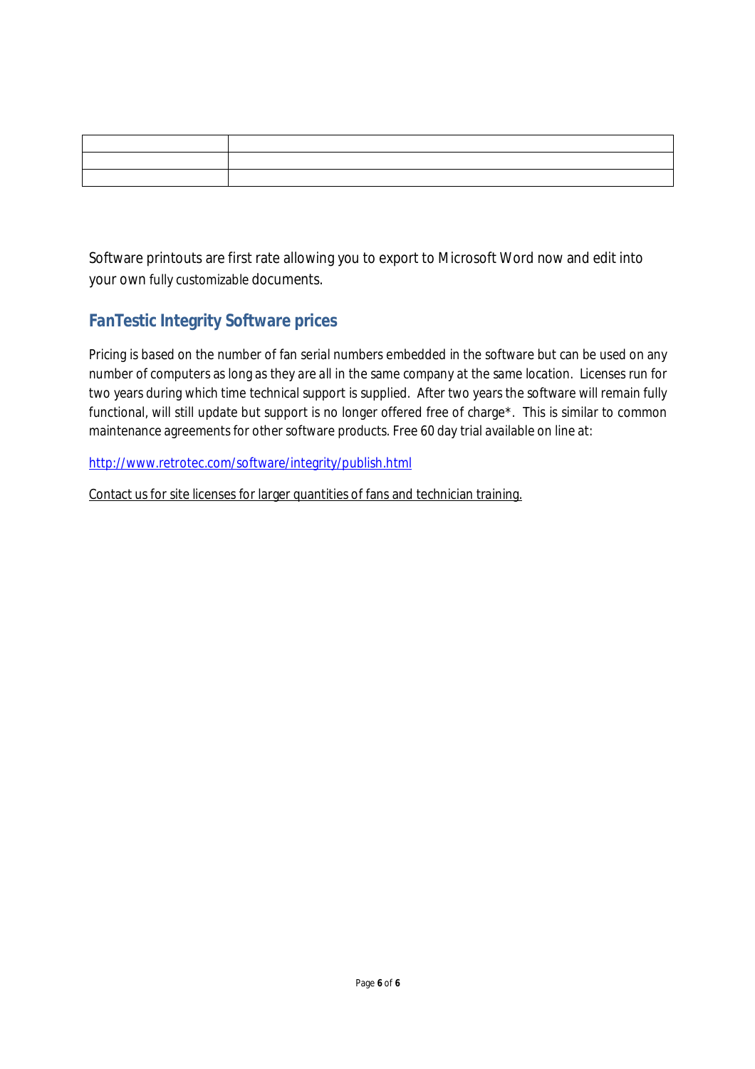| | |
|---|---|
| | |
| | |

Software printouts are first rate allowing you to export to Microsoft Word now and edit into your own fully customizable documents.

## FanTestic Integrity Software prices

Pricing is based on the number of fan serial numbers embedded in the software but can be used on any number of computers as long as they are all in the same company at the same location. Licenses run for two years during which time technical support is supplied. After two years the software will remain fully functional, will still update but support is no longer offered free of charge*. This is similar to common maintenance agreements for other software products. Free 60 day trial available on line at:

http://www.retrotec.com/software/integrity/publish.html

Contact us for site licenses for larger quantities of fans and technician training.